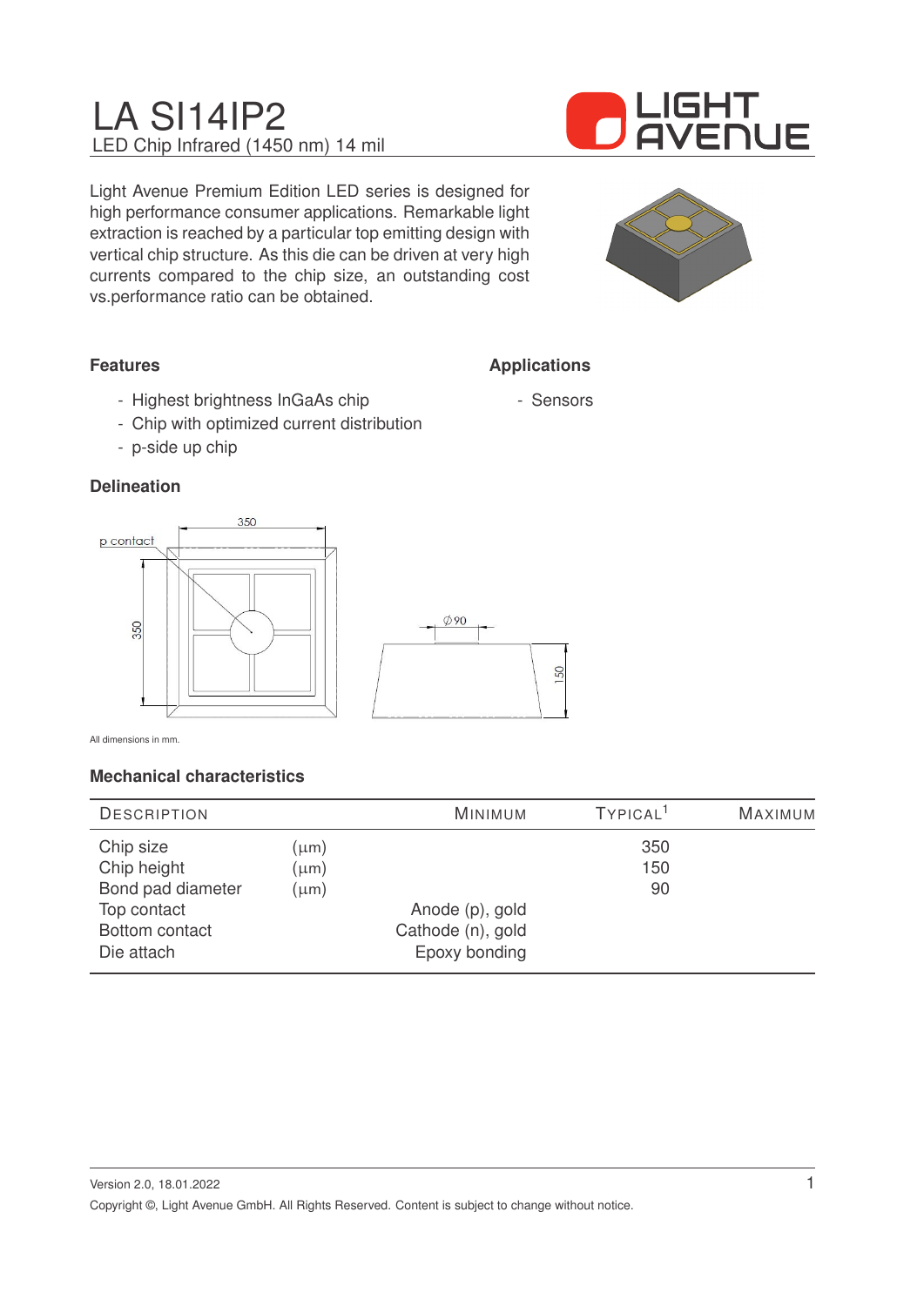# LA SI14IP2

LED Chip Infrared (1450 nm) 14 mil

Light Avenue Premium Edition LED series is designed for high performance consumer applications. Remarkable light extraction is reached by a particular top emitting design with vertical chip structure. As this die can be driven at very high currents compared to the chip size, an outstanding cost vs.performance ratio can be obtained.

### Features

- Highest brightness InGaAs chip
- Chip with optimized current distribution
- p-side up chip

### Applications

- Sensors

### Delineation

All dimensions in mm.

### Mechanical characteristics

| Description | | Minimum | Typical[1] | Maximum |
|---|---|---|---|---|
| Chip size | (μm) | | 350 | |
| Chip height | (μm) | | 150 | |
| Bond pad diameter | (μm) | | 90 | |
| Top contact | | Anode (p), gold | | |
| Bottom contact | | Cathode (n), gold | | |
| Die attach | | Epoxy bonding | | |

Version 2.0, 18.01.2022

Copyright ©, Light Avenue GmbH. All Rights Reserved. Content is subject to change without notice.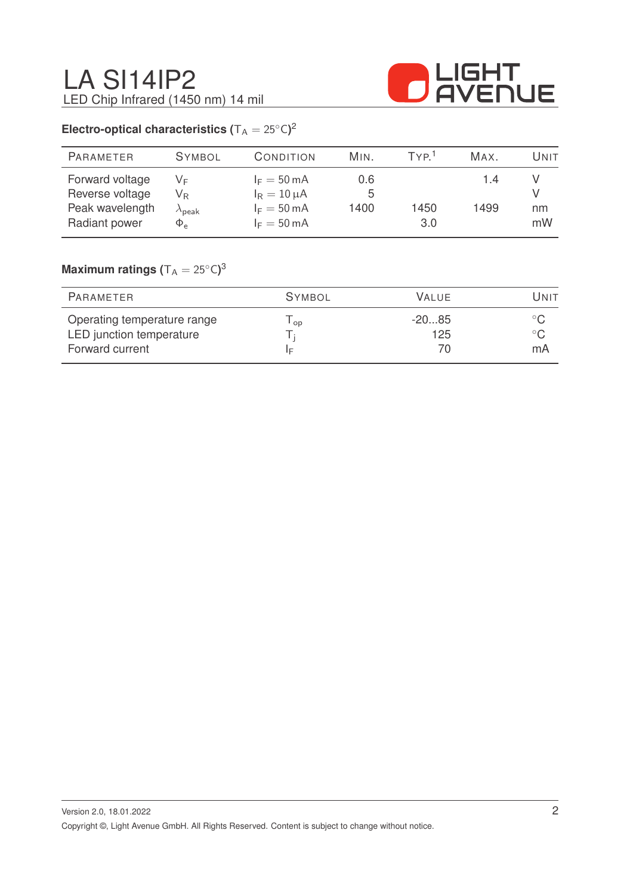# LA SI14IP2

LED Chip Infrared (1450 nm) 14 mil

### Electro-optical characteristics ($T_A = 25°C$)[2]

| Parameter | Symbol | Condition | Min. | Typ.[1] | Max. | Unit |
|---|---|---|---|---|---|---|
| Forward voltage | $V_F$ | $I_F = 50\,mA$ | 0.6 | | 1.4 | V |
| Reverse voltage | $V_R$ | $I_R = 10\,\mu A$ | 5 | | | V |
| Peak wavelength | $\lambda_{peak}$ | $I_F = 50\,mA$ | 1400 | 1450 | 1499 | nm |
| Radiant power | $\Phi_e$ | $I_F = 50\,mA$ | | 3.0 | | mW |

### Maximum ratings ($T_A = 25°C$)[3]

| Parameter | Symbol | Value | Unit |
|---|---|---|---|
| Operating temperature range | $T_{op}$ | -20...85 | °C |
| LED junction temperature | $T_j$ | 125 | °C |
| Forward current | $I_F$ | 70 | mA |

Version 2.0, 18.01.2022

Copyright ©, Light Avenue GmbH. All Rights Reserved. Content is subject to change without notice.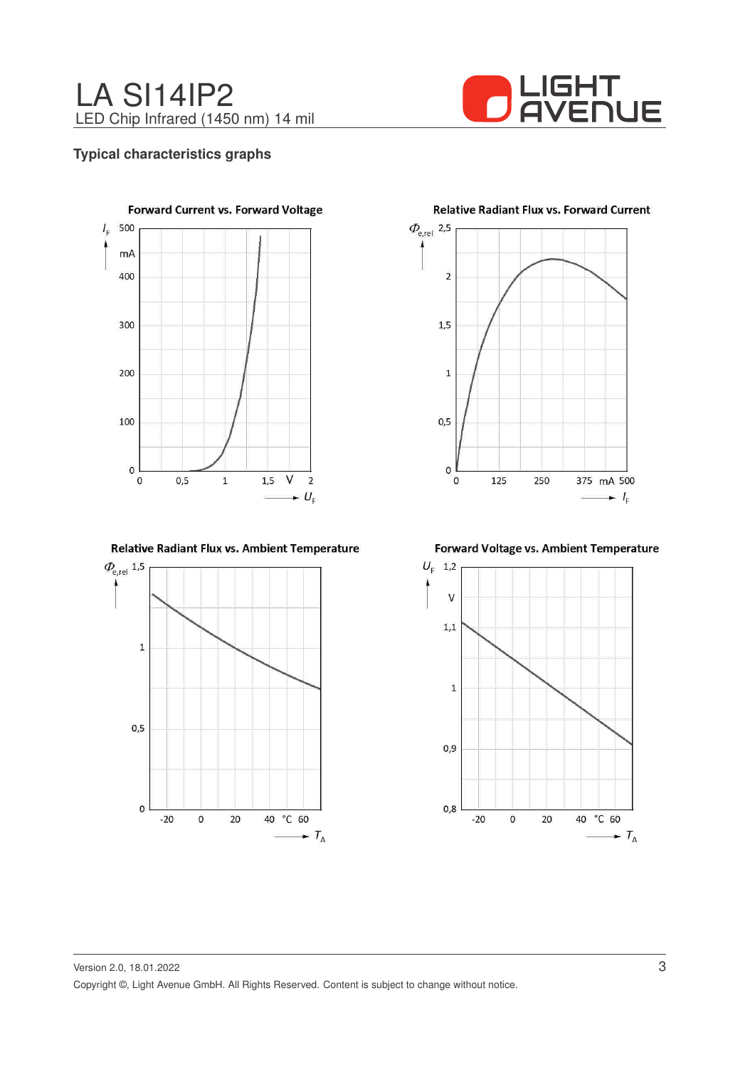## Typical characteristics graphs

**Forward Current vs. Forward Voltage**

$I_F$ (mA) vs. $U_F$ (V)

**Relative Radiant Flux vs. Forward Current**

$\Phi_{e,rel}$ vs. $I_F$ (mA)

**Relative Radiant Flux vs. Ambient Temperature**

$\Phi_{e,rel}$ vs. $T_A$ (°C)

**Forward Voltage vs. Ambient Temperature**

$U_F$ (V) vs. $T_A$ (°C)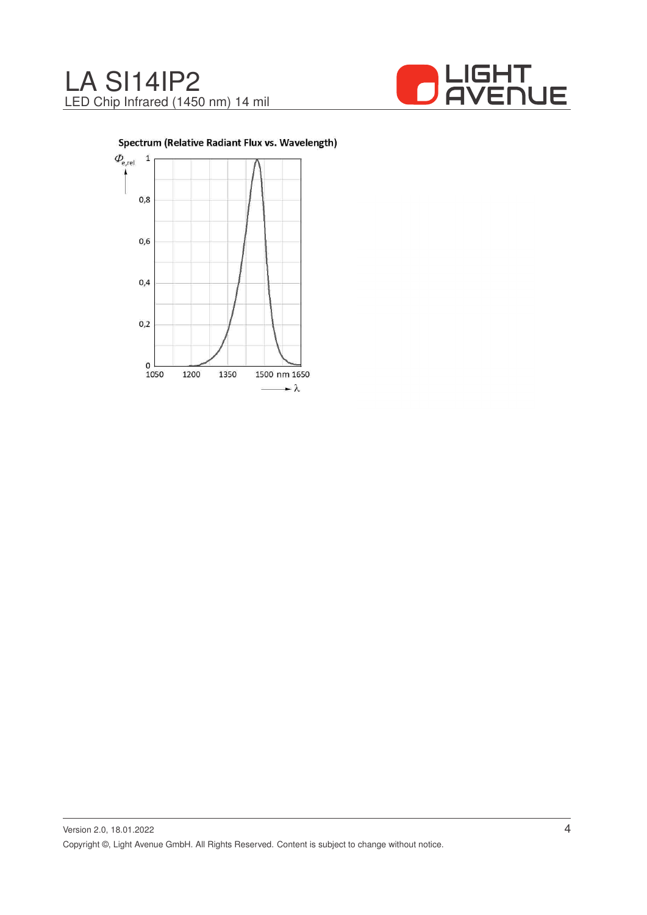**Spectrum (Relative Radiant Flux vs. Wavelength)**

$\Phi_{e,rel}$

1

0,8

0,6

0,4

0,2

0

1050 1200 1350 1500 nm 1650

$\lambda$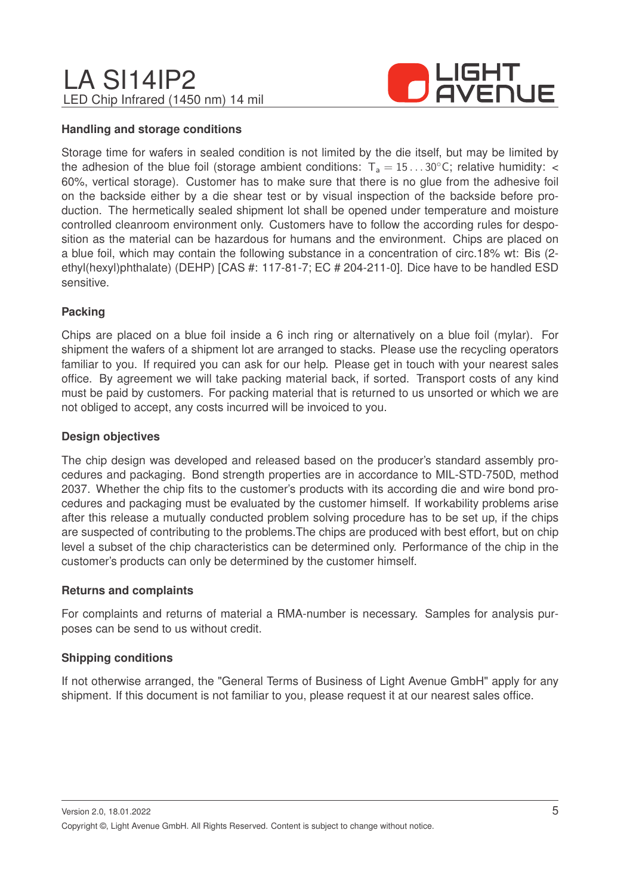## Handling and storage conditions

Storage time for wafers in sealed condition is not limited by the die itself, but may be limited by the adhesion of the blue foil (storage ambient conditions: $T_a = 15 \ldots 30°C$; relative humidity: < 60%, vertical storage). Customer has to make sure that there is no glue from the adhesive foil on the backside either by a die shear test or by visual inspection of the backside before production. The hermetically sealed shipment lot shall be opened under temperature and moisture controlled cleanroom environment only. Customers have to follow the according rules for desposition as the material can be hazardous for humans and the environment. Chips are placed on a blue foil, which may contain the following substance in a concentration of circ.18% wt: Bis (2-ethyl(hexyl)phthalate) (DEHP) [CAS #: 117-81-7; EC # 204-211-0]. Dice have to be handled ESD sensitive.

## Packing

Chips are placed on a blue foil inside a 6 inch ring or alternatively on a blue foil (mylar). For shipment the wafers of a shipment lot are arranged to stacks. Please use the recycling operators familiar to you. If required you can ask for our help. Please get in touch with your nearest sales office. By agreement we will take packing material back, if sorted. Transport costs of any kind must be paid by customers. For packing material that is returned to us unsorted or which we are not obliged to accept, any costs incurred will be invoiced to you.

## Design objectives

The chip design was developed and released based on the producer's standard assembly procedures and packaging. Bond strength properties are in accordance to MIL-STD-750D, method 2037. Whether the chip fits to the customer's products with its according die and wire bond procedures and packaging must be evaluated by the customer himself. If workability problems arise after this release a mutually conducted problem solving procedure has to be set up, if the chips are suspected of contributing to the problems.The chips are produced with best effort, but on chip level a subset of the chip characteristics can be determined only. Performance of the chip in the customer's products can only be determined by the customer himself.

## Returns and complaints

For complaints and returns of material a RMA-number is necessary. Samples for analysis purposes can be send to us without credit.

## Shipping conditions

If not otherwise arranged, the "General Terms of Business of Light Avenue GmbH" apply for any shipment. If this document is not familiar to you, please request it at our nearest sales office.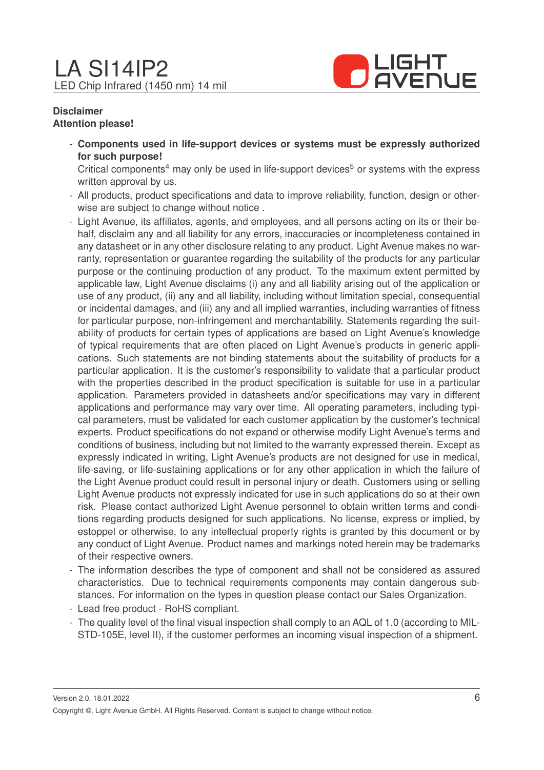**Disclaimer**

**Attention please!**

- **Components used in life-support devices or systems must be expressly authorized for such purpose!**
  Critical components[4] may only be used in life-support devices[5] or systems with the express written approval by us.
- All products, product specifications and data to improve reliability, function, design or otherwise are subject to change without notice .
- Light Avenue, its affiliates, agents, and employees, and all persons acting on its or their behalf, disclaim any and all liability for any errors, inaccuracies or incompleteness contained in any datasheet or in any other disclosure relating to any product. Light Avenue makes no warranty, representation or guarantee regarding the suitability of the products for any particular purpose or the continuing production of any product. To the maximum extent permitted by applicable law, Light Avenue disclaims (i) any and all liability arising out of the application or use of any product, (ii) any and all liability, including without limitation special, consequential or incidental damages, and (iii) any and all implied warranties, including warranties of fitness for particular purpose, non-infringement and merchantability. Statements regarding the suitability of products for certain types of applications are based on Light Avenue's knowledge of typical requirements that are often placed on Light Avenue's products in generic applications. Such statements are not binding statements about the suitability of products for a particular application. It is the customer's responsibility to validate that a particular product with the properties described in the product specification is suitable for use in a particular application. Parameters provided in datasheets and/or specifications may vary in different applications and performance may vary over time. All operating parameters, including typical parameters, must be validated for each customer application by the customer's technical experts. Product specifications do not expand or otherwise modify Light Avenue's terms and conditions of business, including but not limited to the warranty expressed therein. Except as expressly indicated in writing, Light Avenue's products are not designed for use in medical, life-saving, or life-sustaining applications or for any other application in which the failure of the Light Avenue product could result in personal injury or death. Customers using or selling Light Avenue products not expressly indicated for use in such applications do so at their own risk. Please contact authorized Light Avenue personnel to obtain written terms and conditions regarding products designed for such applications. No license, express or implied, by estoppel or otherwise, to any intellectual property rights is granted by this document or by any conduct of Light Avenue. Product names and markings noted herein may be trademarks of their respective owners.
- The information describes the type of component and shall not be considered as assured characteristics. Due to technical requirements components may contain dangerous substances. For information on the types in question please contact our Sales Organization.
- Lead free product - RoHS compliant.
- The quality level of the final visual inspection shall comply to an AQL of 1.0 (according to MIL-STD-105E, level II), if the customer performes an incoming visual inspection of a shipment.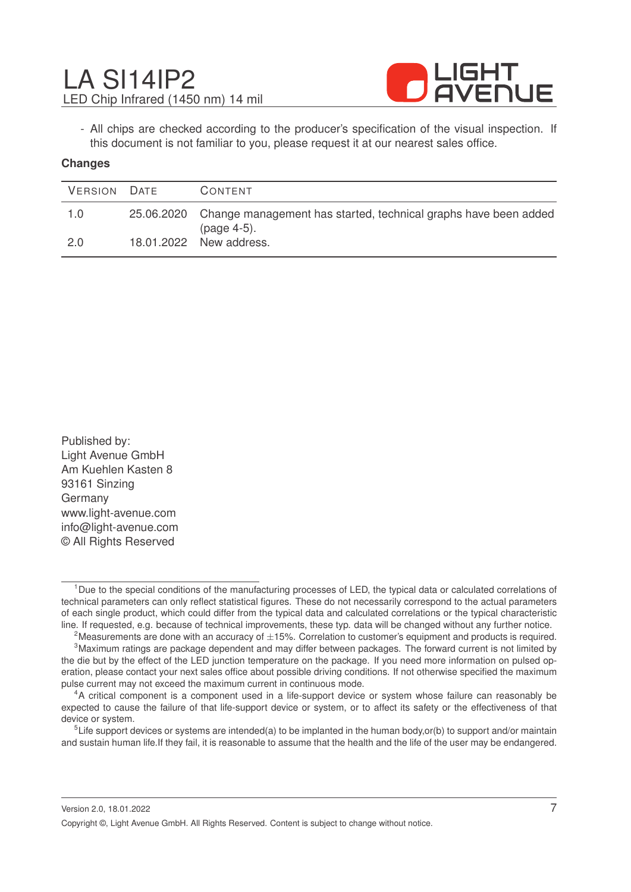- All chips are checked according to the producer's specification of the visual inspection. If this document is not familiar to you, please request it at our nearest sales office.

**Changes**

| Version | Date | Content |
| --- | --- | --- |
| 1.0 | 25.06.2020 | Change management has started, technical graphs have been added (page 4-5). |
| 2.0 | 18.01.2022 | New address. |

Published by:
Light Avenue GmbH
Am Kuehlen Kasten 8
93161 Sinzing
Germany
www.light-avenue.com
info@light-avenue.com
© All Rights Reserved

[1] Due to the special conditions of the manufacturing processes of LED, the typical data or calculated correlations of technical parameters can only reflect statistical figures. These do not necessarily correspond to the actual parameters of each single product, which could differ from the typical data and calculated correlations or the typical characteristic line. If requested, e.g. because of technical improvements, these typ. data will be changed without any further notice.

[2] Measurements are done with an accuracy of $\pm$15%. Correlation to customer's equipment and products is required.

[3] Maximum ratings are package dependent and may differ between packages. The forward current is not limited by the die but by the effect of the LED junction temperature on the package. If you need more information on pulsed operation, please contact your next sales office about possible driving conditions. If not otherwise specified the maximum pulse current may not exceed the maximum current in continuous mode.

[4] A critical component is a component used in a life-support device or system whose failure can reasonably be expected to cause the failure of that life-support device or system, or to affect its safety or the effectiveness of that device or system.

[5] Life support devices or systems are intended(a) to be implanted in the human body,or(b) to support and/or maintain and sustain human life.If they fail, it is reasonable to assume that the health and the life of the user may be endangered.